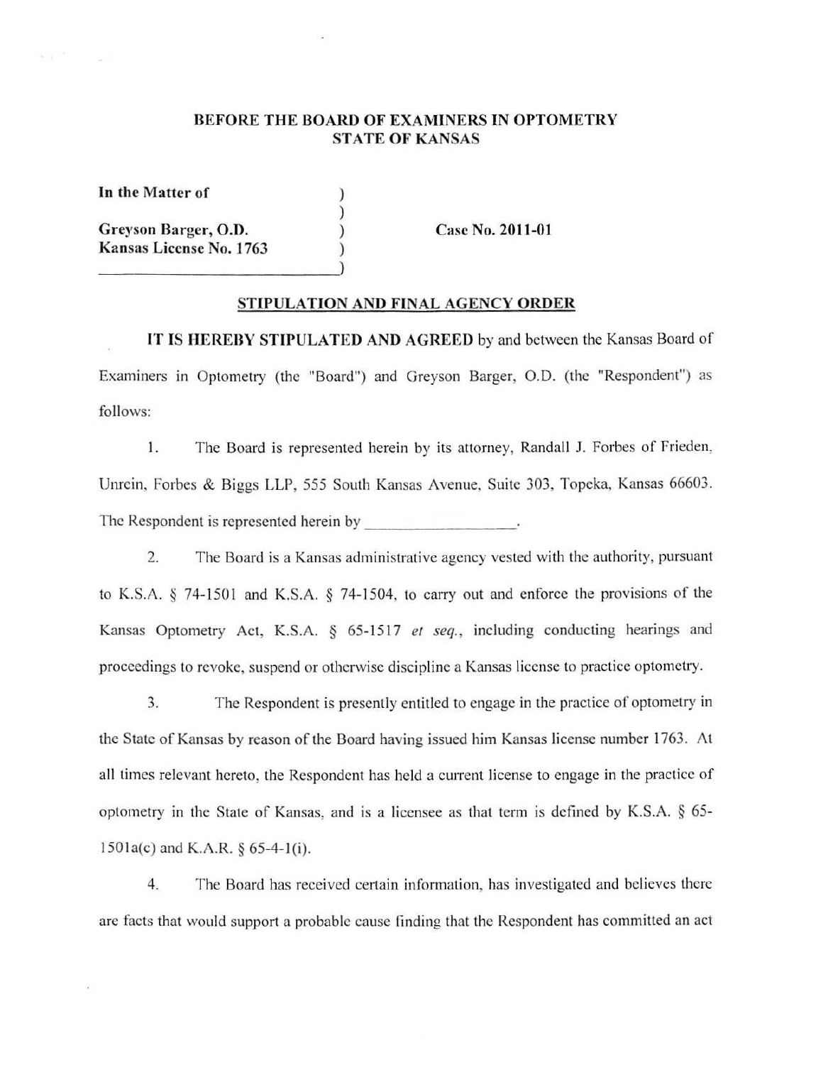**BEFORE THE BOARD OF EXAMINERS IN OPTOMETRY**
**STATE OF KANSAS**

**In the Matter of** )
)
**Greyson Barger, O.D.** ) **Case No. 2011-01**
**Kansas License No. 1763** )
______________________________)

**STIPULATION AND FINAL AGENCY ORDER**

**IT IS HEREBY STIPULATED AND AGREED** by and between the Kansas Board of Examiners in Optometry (the "Board") and Greyson Barger, O.D. (the "Respondent") as follows:

1. The Board is represented herein by its attorney, Randall J. Forbes of Frieden, Unrein, Forbes & Biggs LLP, 555 South Kansas Avenue, Suite 303, Topeka, Kansas 66603. The Respondent is represented herein by ________________.

2. The Board is a Kansas administrative agency vested with the authority, pursuant to K.S.A. § 74-1501 and K.S.A. § 74-1504, to carry out and enforce the provisions of the Kansas Optometry Act, K.S.A. § 65-1517 *et seq.*, including conducting hearings and proceedings to revoke, suspend or otherwise discipline a Kansas license to practice optometry.

3. The Respondent is presently entitled to engage in the practice of optometry in the State of Kansas by reason of the Board having issued him Kansas license number 1763. At all times relevant hereto, the Respondent has held a current license to engage in the practice of optometry in the State of Kansas, and is a licensee as that term is defined by K.S.A. § 65-1501a(c) and K.A.R. § 65-4-1(i).

4. The Board has received certain information, has investigated and believes there are facts that would support a probable cause finding that the Respondent has committed an act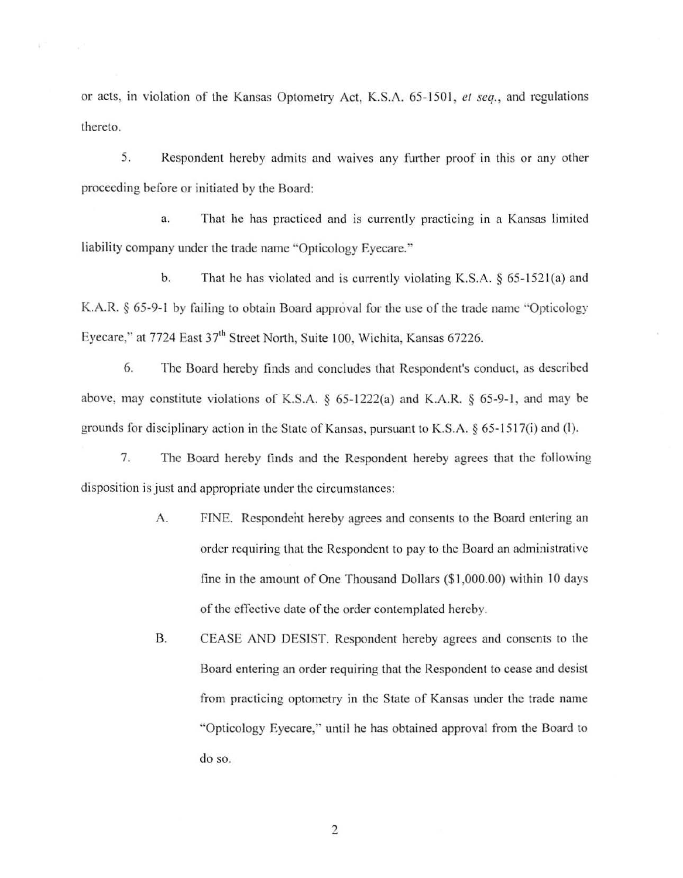or acts, in violation of the Kansas Optometry Act, K.S.A. 65-1501, *et seq.*, and regulations thereto.

5. Respondent hereby admits and waives any further proof in this or any other proceeding before or initiated by the Board:

a. That he has practiced and is currently practicing in a Kansas limited liability company under the trade name "Opticology Eyecare."

b. That he has violated and is currently violating K.S.A. § 65-1521(a) and K.A.R. § 65-9-1 by failing to obtain Board approval for the use of the trade name "Opticology Eyecare," at 7724 East 37th Street North, Suite 100, Wichita, Kansas 67226.

6. The Board hereby finds and concludes that Respondent's conduct, as described above, may constitute violations of K.S.A. § 65-1222(a) and K.A.R. § 65-9-1, and may be grounds for disciplinary action in the State of Kansas, pursuant to K.S.A. § 65-1517(i) and (l).

7. The Board hereby finds and the Respondent hereby agrees that the following disposition is just and appropriate under the circumstances:

A. FINE. Respondent hereby agrees and consents to the Board entering an order requiring that the Respondent to pay to the Board an administrative fine in the amount of One Thousand Dollars ($1,000.00) within 10 days of the effective date of the order contemplated hereby.

B. CEASE AND DESIST. Respondent hereby agrees and consents to the Board entering an order requiring that the Respondent to cease and desist from practicing optometry in the State of Kansas under the trade name "Opticology Eyecare," until he has obtained approval from the Board to do so.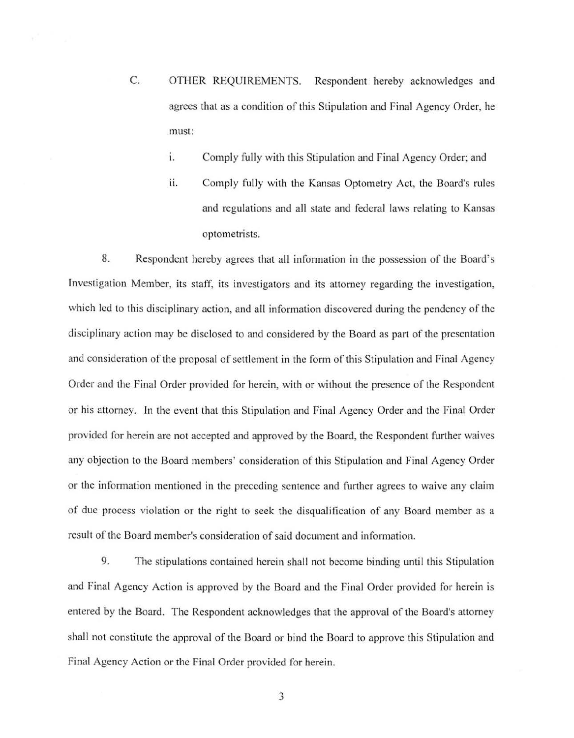C. OTHER REQUIREMENTS. Respondent hereby acknowledges and agrees that as a condition of this Stipulation and Final Agency Order, he must:

   i. Comply fully with this Stipulation and Final Agency Order; and

   ii. Comply fully with the Kansas Optometry Act, the Board's rules and regulations and all state and federal laws relating to Kansas optometrists.

8. Respondent hereby agrees that all information in the possession of the Board's Investigation Member, its staff, its investigators and its attorney regarding the investigation, which led to this disciplinary action, and all information discovered during the pendency of the disciplinary action may be disclosed to and considered by the Board as part of the presentation and consideration of the proposal of settlement in the form of this Stipulation and Final Agency Order and the Final Order provided for herein, with or without the presence of the Respondent or his attorney. In the event that this Stipulation and Final Agency Order and the Final Order provided for herein are not accepted and approved by the Board, the Respondent further waives any objection to the Board members' consideration of this Stipulation and Final Agency Order or the information mentioned in the preceding sentence and further agrees to waive any claim of due process violation or the right to seek the disqualification of any Board member as a result of the Board member's consideration of said document and information.

9. The stipulations contained herein shall not become binding until this Stipulation and Final Agency Action is approved by the Board and the Final Order provided for herein is entered by the Board. The Respondent acknowledges that the approval of the Board's attorney shall not constitute the approval of the Board or bind the Board to approve this Stipulation and Final Agency Action or the Final Order provided for herein.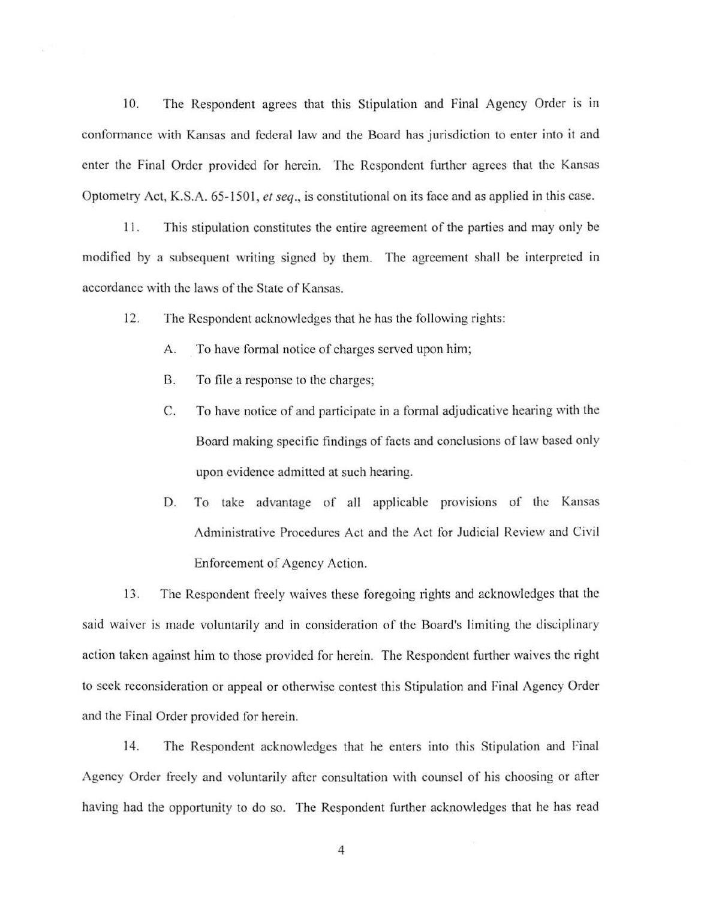10. The Respondent agrees that this Stipulation and Final Agency Order is in conformance with Kansas and federal law and the Board has jurisdiction to enter into it and enter the Final Order provided for herein. The Respondent further agrees that the Kansas Optometry Act, K.S.A. 65-1501, *et seq*., is constitutional on its face and as applied in this case.

11. This stipulation constitutes the entire agreement of the parties and may only be modified by a subsequent writing signed by them. The agreement shall be interpreted in accordance with the laws of the State of Kansas.

12. The Respondent acknowledges that he has the following rights:

   A. To have formal notice of charges served upon him;

   B. To file a response to the charges;

   C. To have notice of and participate in a formal adjudicative hearing with the Board making specific findings of facts and conclusions of law based only upon evidence admitted at such hearing.

   D. To take advantage of all applicable provisions of the Kansas Administrative Procedures Act and the Act for Judicial Review and Civil Enforcement of Agency Action.

13. The Respondent freely waives these foregoing rights and acknowledges that the said waiver is made voluntarily and in consideration of the Board's limiting the disciplinary action taken against him to those provided for herein. The Respondent further waives the right to seek reconsideration or appeal or otherwise contest this Stipulation and Final Agency Order and the Final Order provided for herein.

14. The Respondent acknowledges that he enters into this Stipulation and Final Agency Order freely and voluntarily after consultation with counsel of his choosing or after having had the opportunity to do so. The Respondent further acknowledges that he has read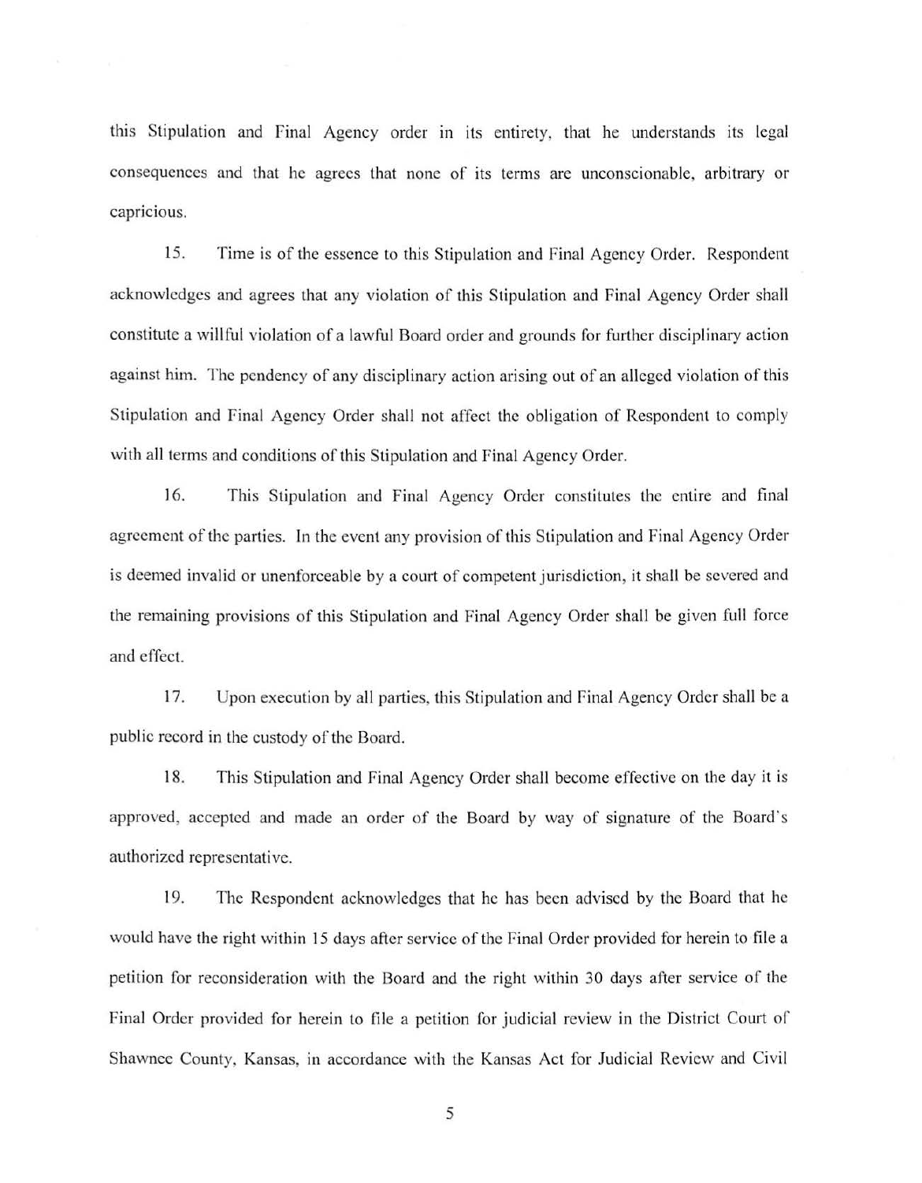this Stipulation and Final Agency order in its entirety, that he understands its legal consequences and that he agrees that none of its terms are unconscionable, arbitrary or capricious.

15. Time is of the essence to this Stipulation and Final Agency Order. Respondent acknowledges and agrees that any violation of this Stipulation and Final Agency Order shall constitute a willful violation of a lawful Board order and grounds for further disciplinary action against him. The pendency of any disciplinary action arising out of an alleged violation of this Stipulation and Final Agency Order shall not affect the obligation of Respondent to comply with all terms and conditions of this Stipulation and Final Agency Order.

16. This Stipulation and Final Agency Order constitutes the entire and final agreement of the parties. In the event any provision of this Stipulation and Final Agency Order is deemed invalid or unenforceable by a court of competent jurisdiction, it shall be severed and the remaining provisions of this Stipulation and Final Agency Order shall be given full force and effect.

17. Upon execution by all parties, this Stipulation and Final Agency Order shall be a public record in the custody of the Board.

18. This Stipulation and Final Agency Order shall become effective on the day it is approved, accepted and made an order of the Board by way of signature of the Board's authorized representative.

19. The Respondent acknowledges that he has been advised by the Board that he would have the right within 15 days after service of the Final Order provided for herein to file a petition for reconsideration with the Board and the right within 30 days after service of the Final Order provided for herein to file a petition for judicial review in the District Court of Shawnee County, Kansas, in accordance with the Kansas Act for Judicial Review and Civil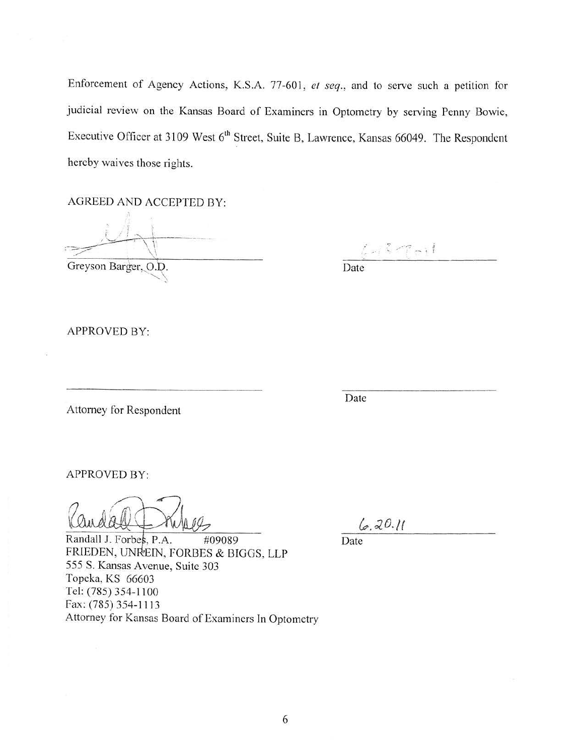Enforcement of Agency Actions, K.S.A. 77-601, *et seq.*, and to serve such a petition for judicial review on the Kansas Board of Examiners in Optometry by serving Penny Bowie, Executive Officer at 3109 West 6th Street, Suite B, Lawrence, Kansas 66049. The Respondent hereby waives those rights.

AGREED AND ACCEPTED BY:

Greyson Barger, O.D.

Date

APPROVED BY:

Attorney for Respondent

Date

APPROVED BY:

6.20.11

Randall J. Forbes, P.A. #09089
FRIEDEN, UNREIN, FORBES & BIGGS, LLP
555 S. Kansas Avenue, Suite 303
Topeka, KS 66603
Tel: (785) 354-1100
Fax: (785) 354-1113
Attorney for Kansas Board of Examiners In Optometry

Date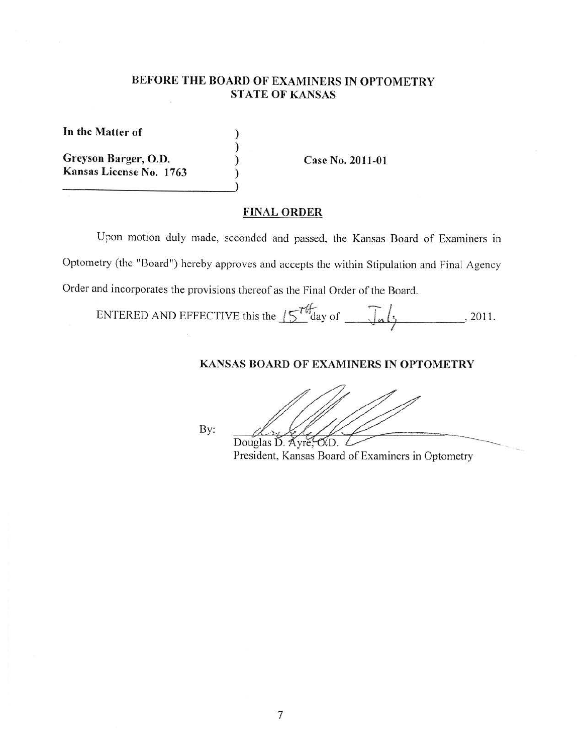**BEFORE THE BOARD OF EXAMINERS IN OPTOMETRY**
**STATE OF KANSAS**

| | | |
|---|---|---|
| **In the Matter of** | ) | |
| | ) | |
| **Greyson Barger, O.D.** | ) | **Case No. 2011-01** |
| **Kansas License No. 1763** | ) | |
| | ) | |

## FINAL ORDER

Upon motion duly made, seconded and passed, the Kansas Board of Examiners in Optometry (the "Board") hereby approves and accepts the within Stipulation and Final Agency Order and incorporates the provisions thereof as the Final Order of the Board.

ENTERED AND EFFECTIVE this the 15th day of July, 2011.

**KANSAS BOARD OF EXAMINERS IN OPTOMETRY**

By: ______________________
Douglas D. Ayre, O.D.
President, Kansas Board of Examiners in Optometry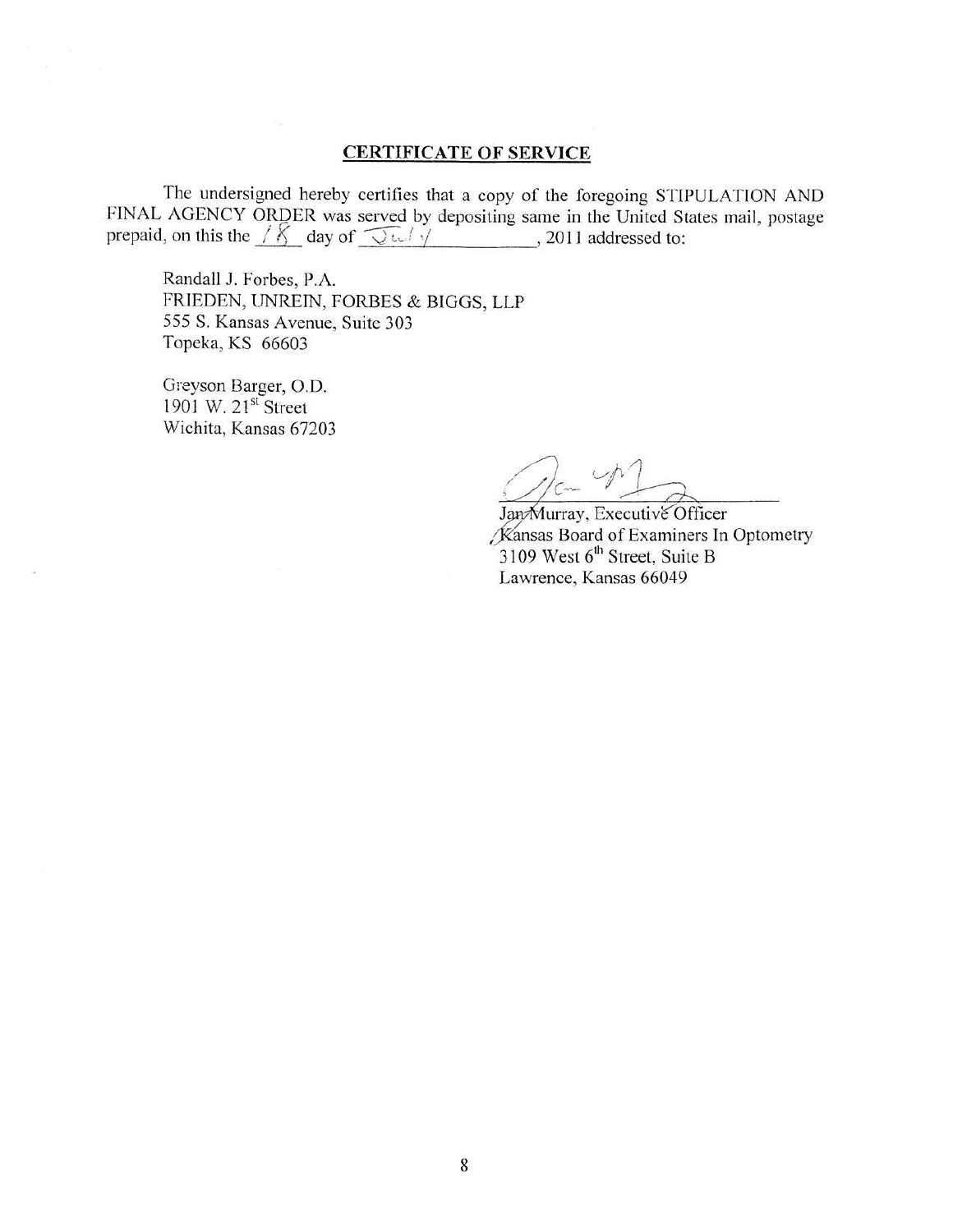## CERTIFICATE OF SERVICE

The undersigned hereby certifies that a copy of the foregoing STIPULATION AND FINAL AGENCY ORDER was served by depositing same in the United States mail, postage prepaid, on this the 18 day of July, 2011 addressed to:

Randall J. Forbes, P.A.
FRIEDEN, UNREIN, FORBES & BIGGS, LLP
555 S. Kansas Avenue, Suite 303
Topeka, KS 66603

Greyson Barger, O.D.
1901 W. 21st Street
Wichita, Kansas 67203

Jan Murray, Executive Officer
Kansas Board of Examiners In Optometry
3109 West 6th Street, Suite B
Lawrence, Kansas 66049